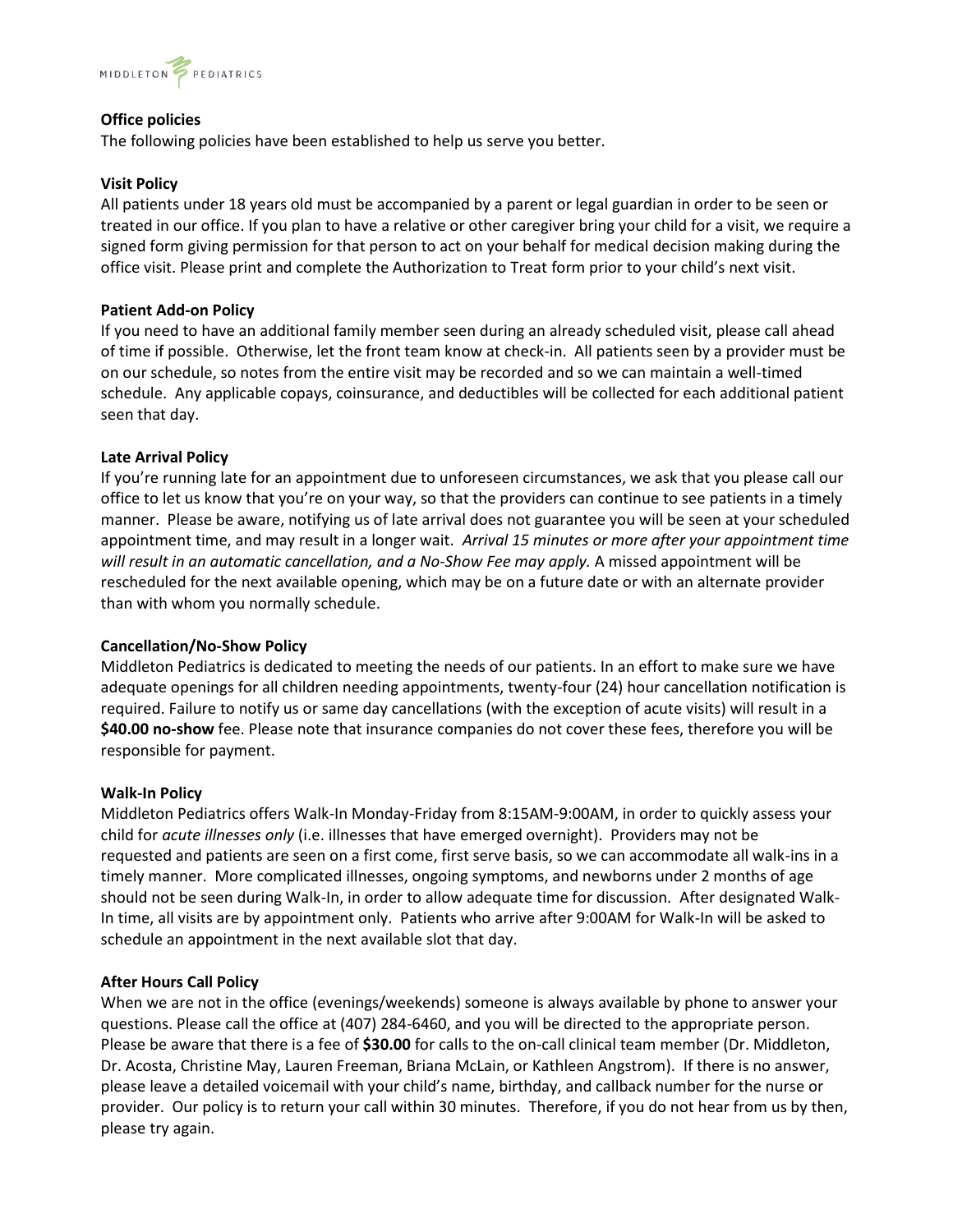**Office policies**

The following policies have been established to help us serve you better.

**Visit Policy**

All patients under 18 years old must be accompanied by a parent or legal guardian in order to be seen or treated in our office. If you plan to have a relative or other caregiver bring your child for a visit, we require a signed form giving permission for that person to act on your behalf for medical decision making during the office visit. Please print and complete the Authorization to Treat form prior to your child's next visit.

**Patient Add-on Policy**

If you need to have an additional family member seen during an already scheduled visit, please call ahead of time if possible. Otherwise, let the front team know at check-in. All patients seen by a provider must be on our schedule, so notes from the entire visit may be recorded and so we can maintain a well-timed schedule. Any applicable copays, coinsurance, and deductibles will be collected for each additional patient seen that day.

**Late Arrival Policy**

If you're running late for an appointment due to unforeseen circumstances, we ask that you please call our office to let us know that you're on your way, so that the providers can continue to see patients in a timely manner. Please be aware, notifying us of late arrival does not guarantee you will be seen at your scheduled appointment time, and may result in a longer wait. *Arrival 15 minutes or more after your appointment time will result in an automatic cancellation, and a No-Show Fee may apply.* A missed appointment will be rescheduled for the next available opening, which may be on a future date or with an alternate provider than with whom you normally schedule.

**Cancellation/No-Show Policy**

Middleton Pediatrics is dedicated to meeting the needs of our patients. In an effort to make sure we have adequate openings for all children needing appointments, twenty-four (24) hour cancellation notification is required. Failure to notify us or same day cancellations (with the exception of acute visits) will result in a **$40.00 no-show** fee. Please note that insurance companies do not cover these fees, therefore you will be responsible for payment.

**Walk-In Policy**

Middleton Pediatrics offers Walk-In Monday-Friday from 8:15AM-9:00AM, in order to quickly assess your child for *acute illnesses only* (i.e. illnesses that have emerged overnight). Providers may not be requested and patients are seen on a first come, first serve basis, so we can accommodate all walk-ins in a timely manner. More complicated illnesses, ongoing symptoms, and newborns under 2 months of age should not be seen during Walk-In, in order to allow adequate time for discussion. After designated Walk-In time, all visits are by appointment only. Patients who arrive after 9:00AM for Walk-In will be asked to schedule an appointment in the next available slot that day.

**After Hours Call Policy**

When we are not in the office (evenings/weekends) someone is always available by phone to answer your questions. Please call the office at (407) 284-6460, and you will be directed to the appropriate person. Please be aware that there is a fee of **$30.00** for calls to the on-call clinical team member (Dr. Middleton, Dr. Acosta, Christine May, Lauren Freeman, Briana McLain, or Kathleen Angstrom). If there is no answer, please leave a detailed voicemail with your child's name, birthday, and callback number for the nurse or provider. Our policy is to return your call within 30 minutes. Therefore, if you do not hear from us by then, please try again.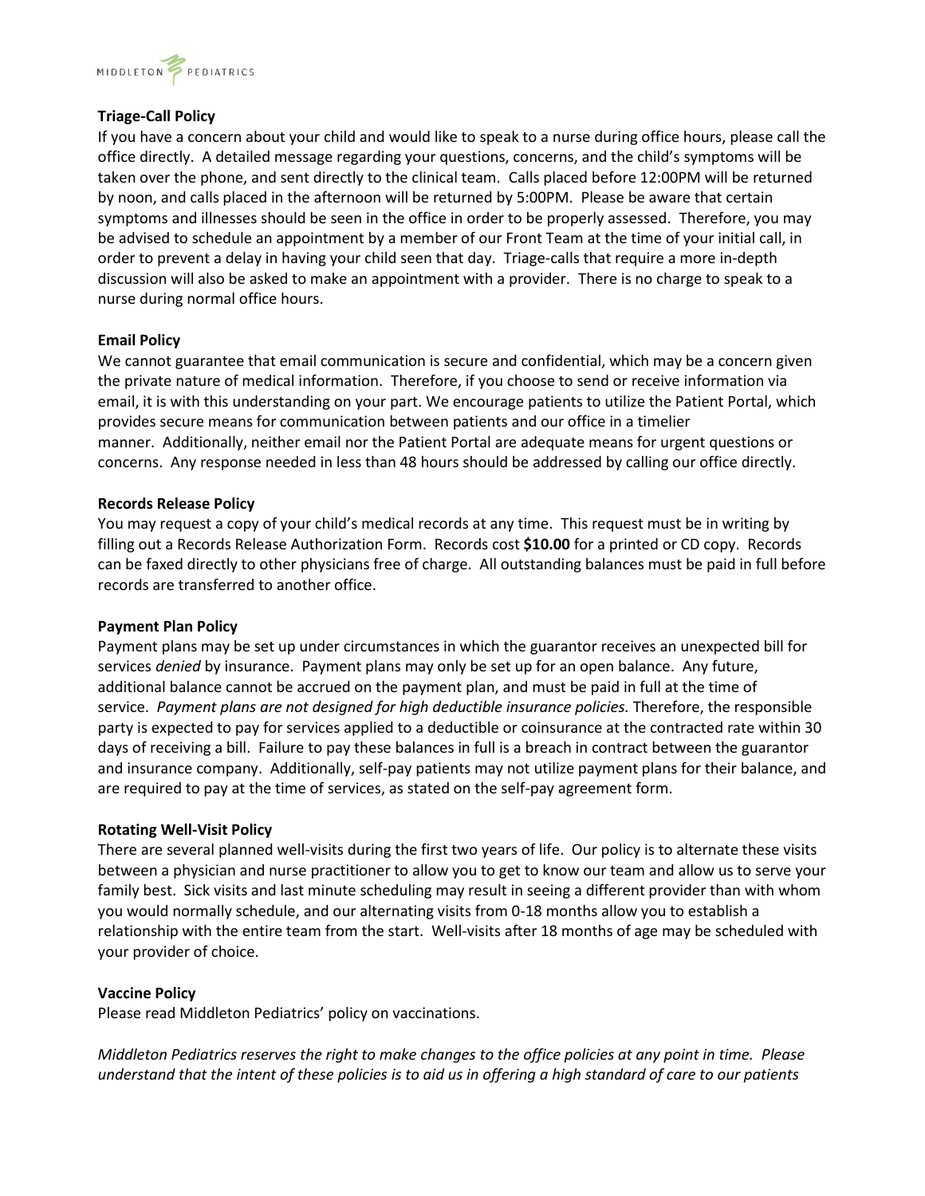**Triage-Call Policy**

If you have a concern about your child and would like to speak to a nurse during office hours, please call the office directly. A detailed message regarding your questions, concerns, and the child's symptoms will be taken over the phone, and sent directly to the clinical team. Calls placed before 12:00PM will be returned by noon, and calls placed in the afternoon will be returned by 5:00PM. Please be aware that certain symptoms and illnesses should be seen in the office in order to be properly assessed. Therefore, you may be advised to schedule an appointment by a member of our Front Team at the time of your initial call, in order to prevent a delay in having your child seen that day. Triage-calls that require a more in-depth discussion will also be asked to make an appointment with a provider. There is no charge to speak to a nurse during normal office hours.

**Email Policy**

We cannot guarantee that email communication is secure and confidential, which may be a concern given the private nature of medical information. Therefore, if you choose to send or receive information via email, it is with this understanding on your part. We encourage patients to utilize the Patient Portal, which provides secure means for communication between patients and our office in a timelier manner. Additionally, neither email nor the Patient Portal are adequate means for urgent questions or concerns. Any response needed in less than 48 hours should be addressed by calling our office directly.

**Records Release Policy**

You may request a copy of your child's medical records at any time. This request must be in writing by filling out a Records Release Authorization Form. Records cost **$10.00** for a printed or CD copy. Records can be faxed directly to other physicians free of charge. All outstanding balances must be paid in full before records are transferred to another office.

**Payment Plan Policy**

Payment plans may be set up under circumstances in which the guarantor receives an unexpected bill for services *denied* by insurance. Payment plans may only be set up for an open balance. Any future, additional balance cannot be accrued on the payment plan, and must be paid in full at the time of service. *Payment plans are not designed for high deductible insurance policies.* Therefore, the responsible party is expected to pay for services applied to a deductible or coinsurance at the contracted rate within 30 days of receiving a bill. Failure to pay these balances in full is a breach in contract between the guarantor and insurance company. Additionally, self-pay patients may not utilize payment plans for their balance, and are required to pay at the time of services, as stated on the self-pay agreement form.

**Rotating Well-Visit Policy**

There are several planned well-visits during the first two years of life. Our policy is to alternate these visits between a physician and nurse practitioner to allow you to get to know our team and allow us to serve your family best. Sick visits and last minute scheduling may result in seeing a different provider than with whom you would normally schedule, and our alternating visits from 0-18 months allow you to establish a relationship with the entire team from the start. Well-visits after 18 months of age may be scheduled with your provider of choice.

**Vaccine Policy**

Please read Middleton Pediatrics' policy on vaccinations.

*Middleton Pediatrics reserves the right to make changes to the office policies at any point in time. Please understand that the intent of these policies is to aid us in offering a high standard of care to our patients*